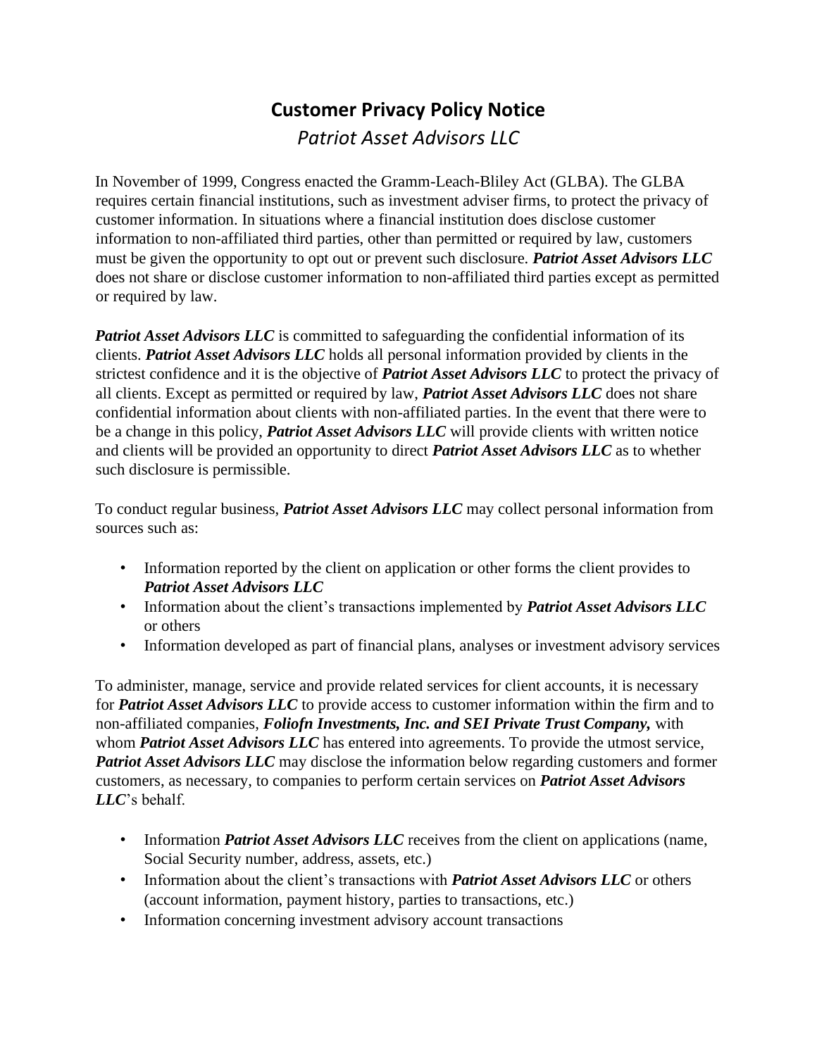# Customer Privacy Policy Notice

*Patriot Asset Advisors LLC*

In November of 1999, Congress enacted the Gramm-Leach-Bliley Act (GLBA). The GLBA requires certain financial institutions, such as investment adviser firms, to protect the privacy of customer information. In situations where a financial institution does disclose customer information to non-affiliated third parties, other than permitted or required by law, customers must be given the opportunity to opt out or prevent such disclosure. ***Patriot Asset Advisors LLC*** does not share or disclose customer information to non-affiliated third parties except as permitted or required by law.

***Patriot Asset Advisors LLC*** is committed to safeguarding the confidential information of its clients. ***Patriot Asset Advisors LLC*** holds all personal information provided by clients in the strictest confidence and it is the objective of ***Patriot Asset Advisors LLC*** to protect the privacy of all clients. Except as permitted or required by law, ***Patriot Asset Advisors LLC*** does not share confidential information about clients with non-affiliated parties. In the event that there were to be a change in this policy, ***Patriot Asset Advisors LLC*** will provide clients with written notice and clients will be provided an opportunity to direct ***Patriot Asset Advisors LLC*** as to whether such disclosure is permissible.

To conduct regular business, ***Patriot Asset Advisors LLC*** may collect personal information from sources such as:

- Information reported by the client on application or other forms the client provides to ***Patriot Asset Advisors LLC***
- Information about the client's transactions implemented by ***Patriot Asset Advisors LLC*** or others
- Information developed as part of financial plans, analyses or investment advisory services

To administer, manage, service and provide related services for client accounts, it is necessary for ***Patriot Asset Advisors LLC*** to provide access to customer information within the firm and to non-affiliated companies, ***Foliofn Investments, Inc. and SEI Private Trust Company,*** with whom ***Patriot Asset Advisors LLC*** has entered into agreements. To provide the utmost service, ***Patriot Asset Advisors LLC*** may disclose the information below regarding customers and former customers, as necessary, to companies to perform certain services on ***Patriot Asset Advisors LLC***'s behalf.

- Information ***Patriot Asset Advisors LLC*** receives from the client on applications (name, Social Security number, address, assets, etc.)
- Information about the client's transactions with ***Patriot Asset Advisors LLC*** or others (account information, payment history, parties to transactions, etc.)
- Information concerning investment advisory account transactions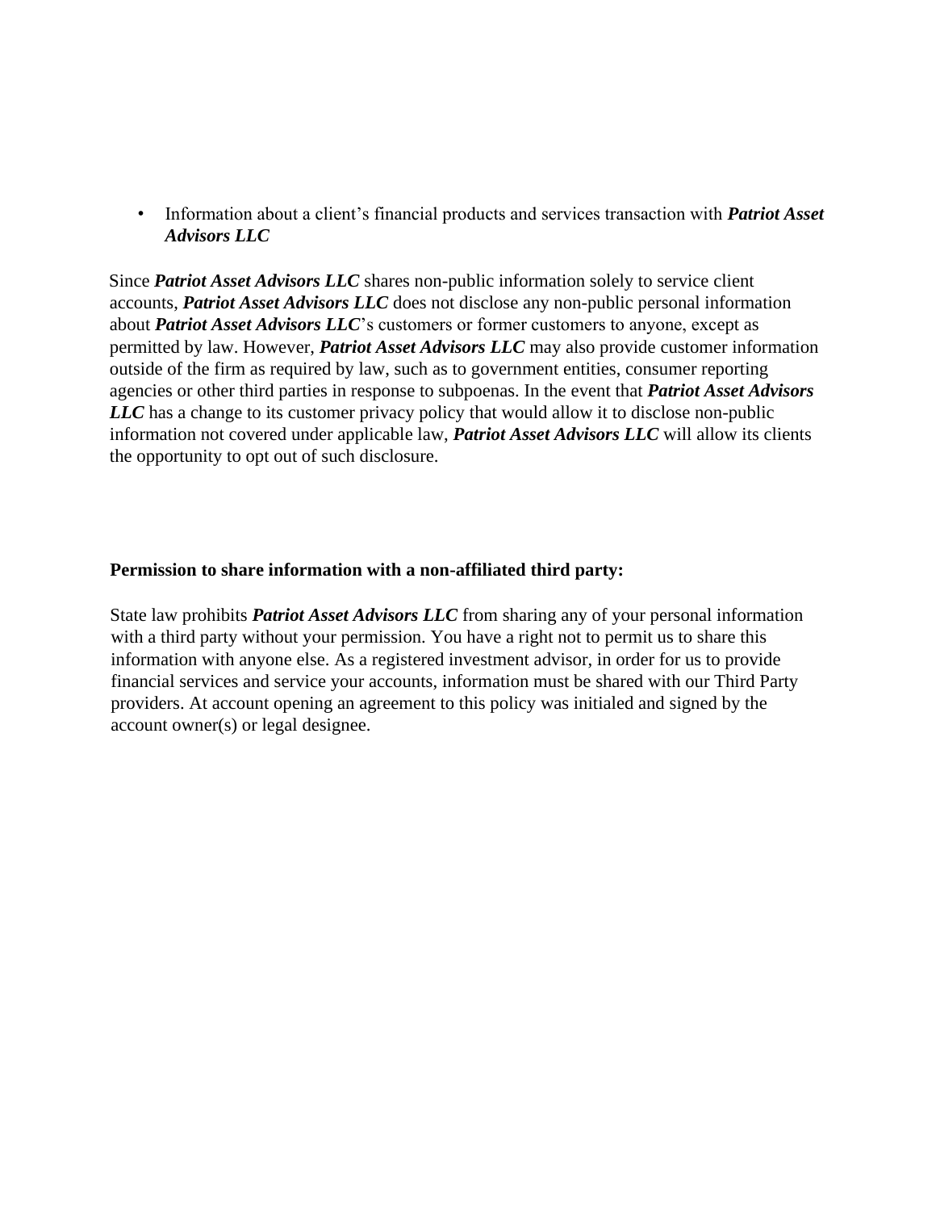- Information about a client's financial products and services transaction with ***Patriot Asset Advisors LLC***

Since ***Patriot Asset Advisors LLC*** shares non-public information solely to service client accounts, ***Patriot Asset Advisors LLC*** does not disclose any non-public personal information about ***Patriot Asset Advisors LLC***'s customers or former customers to anyone, except as permitted by law. However, ***Patriot Asset Advisors LLC*** may also provide customer information outside of the firm as required by law, such as to government entities, consumer reporting agencies or other third parties in response to subpoenas. In the event that ***Patriot Asset Advisors LLC*** has a change to its customer privacy policy that would allow it to disclose non-public information not covered under applicable law, ***Patriot Asset Advisors LLC*** will allow its clients the opportunity to opt out of such disclosure.

**Permission to share information with a non-affiliated third party:**

State law prohibits ***Patriot Asset Advisors LLC*** from sharing any of your personal information with a third party without your permission. You have a right not to permit us to share this information with anyone else. As a registered investment advisor, in order for us to provide financial services and service your accounts, information must be shared with our Third Party providers. At account opening an agreement to this policy was initialed and signed by the account owner(s) or legal designee.